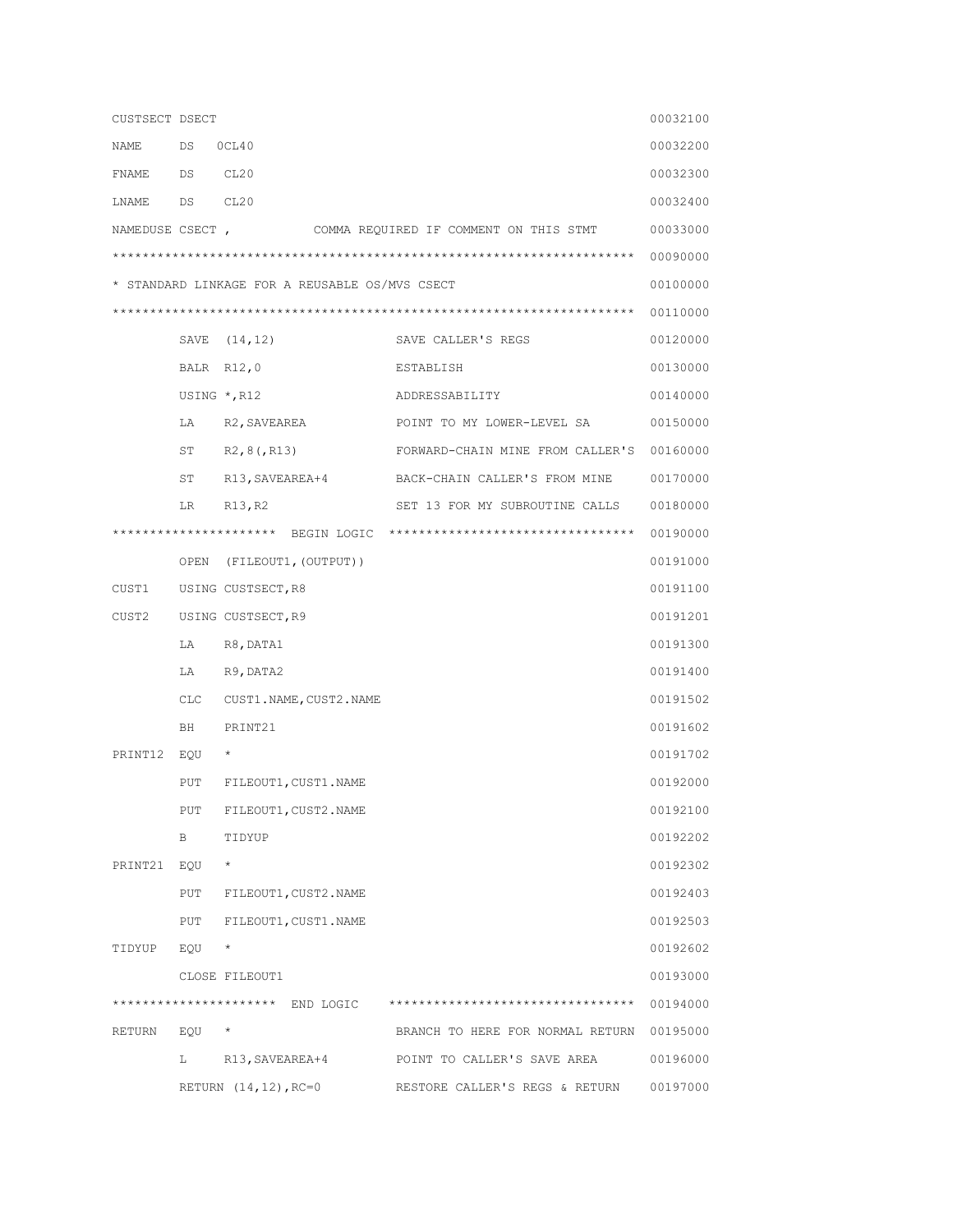```
CUSTSECT DSECT                                                          00032100
NAME     DS   0CL40                                                     00032200
FNAME    DS   CL20                                                      00032300
LNAME    DS   CL20                                                      00032400
NAMEDUSE CSECT ,            COMMA REQUIRED IF COMMENT ON THIS STMT      00033000
*********************************************************************** 00090000
* STANDARD LINKAGE FOR A REUSABLE OS/MVS CSECT                          00100000
*********************************************************************** 00110000
         SAVE  (14,12)              SAVE CALLER'S REGS                  00120000
         BALR  R12,0                ESTABLISH                           00130000
         USING *,R12                ADDRESSABILITY                      00140000
         LA    R2,SAVEAREA          POINT TO MY LOWER-LEVEL SA          00150000
         ST    R2,8(,R13)           FORWARD-CHAIN MINE FROM CALLER'S    00160000
         ST    R13,SAVEAREA+4       BACK-CHAIN CALLER'S FROM MINE       00170000
         LR    R13,R2               SET 13 FOR MY SUBROUTINE CALLS      00180000
********************** BEGIN LOGIC  *********************************** 00190000
         OPEN  (FILEOUT1,(OUTPUT))                                      00191000
CUST1    USING CUSTSECT,R8                                              00191100
CUST2    USING CUSTSECT,R9                                              00191201
         LA    R8,DATA1                                                 00191300
         LA    R9,DATA2                                                 00191400
         CLC   CUST1.NAME,CUST2.NAME                                    00191502
         BH    PRINT21                                                  00191602
PRINT12  EQU   *                                                        00191702
         PUT   FILEOUT1,CUST1.NAME                                      00192000
         PUT   FILEOUT1,CUST2.NAME                                      00192100
         B     TIDYUP                                                   00192202
PRINT21  EQU   *                                                        00192302
         PUT   FILEOUT1,CUST2.NAME                                      00192403
         PUT   FILEOUT1,CUST1.NAME                                      00192503
TIDYUP   EQU   *                                                        00192602
         CLOSE FILEOUT1                                                 00193000
********************** END LOGIC    *********************************** 00194000
RETURN   EQU   *                    BRANCH TO HERE FOR NORMAL RETURN    00195000
         L     R13,SAVEAREA+4       POINT TO CALLER'S SAVE AREA         00196000
         RETURN (14,12),RC=0        RESTORE CALLER'S REGS & RETURN      00197000
```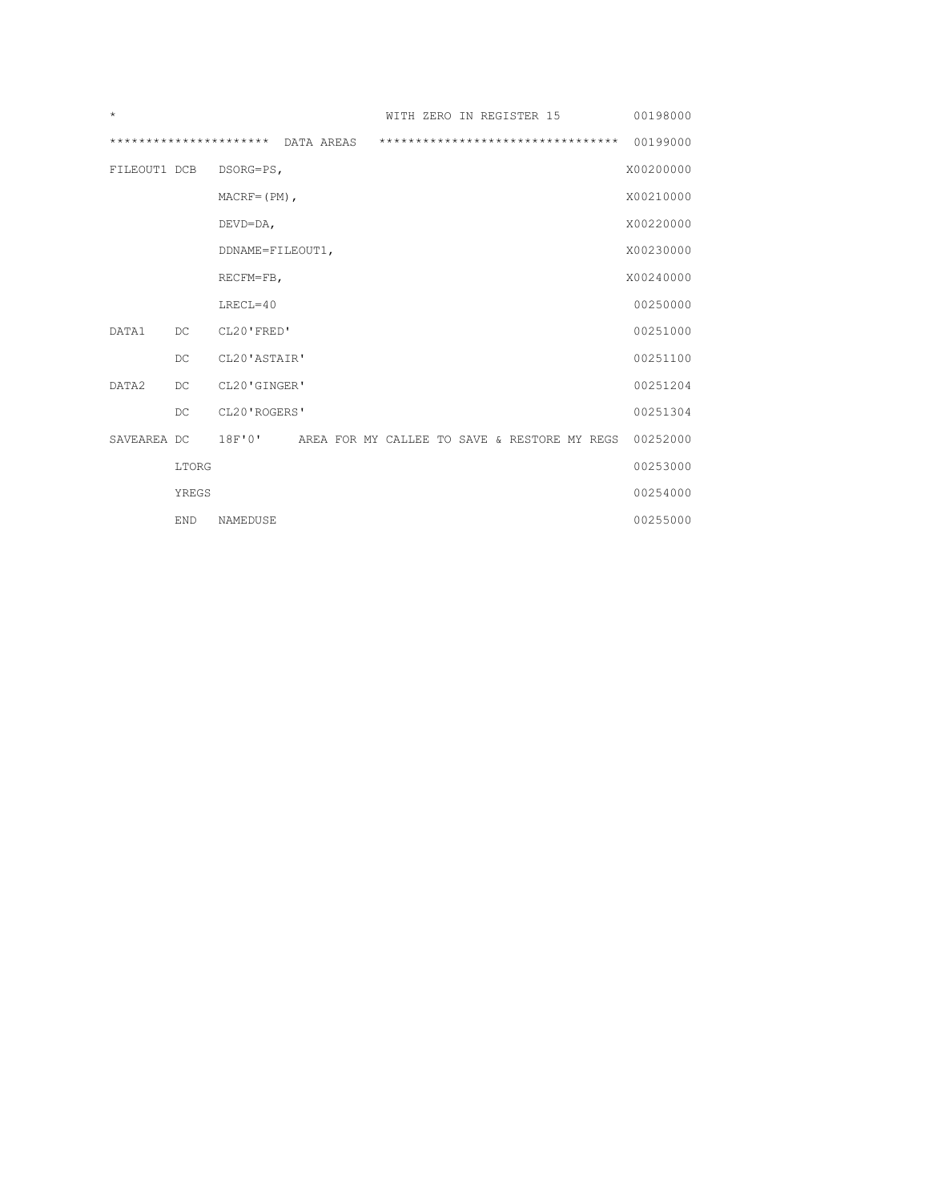```
*                                   WITH ZERO IN REGISTER 15         00198000
*********************  DATA AREAS   ********************************  00199000
FILEOUT1 DCB   DSORG=PS,                                             X00200000
               MACRF=(PM),                                           X00210000
               DEVD=DA,                                              X00220000
               DDNAME=FILEOUT1,                                      X00230000
               RECFM=FB,                                             X00240000
               LRECL=40                                               00250000
DATA1    DC    CL20'FRED'                                             00251000
         DC    CL20'ASTAIR'                                           00251100
DATA2    DC    CL20'GINGER'                                           00251204
         DC    CL20'ROGERS'                                           00251304
SAVEAREA DC    18F'0'     AREA FOR MY CALLEE TO SAVE & RESTORE MY REGS  00252000
         LTORG                                                        00253000
         YREGS                                                        00254000
         END   NAMEDUSE                                               00255000
```